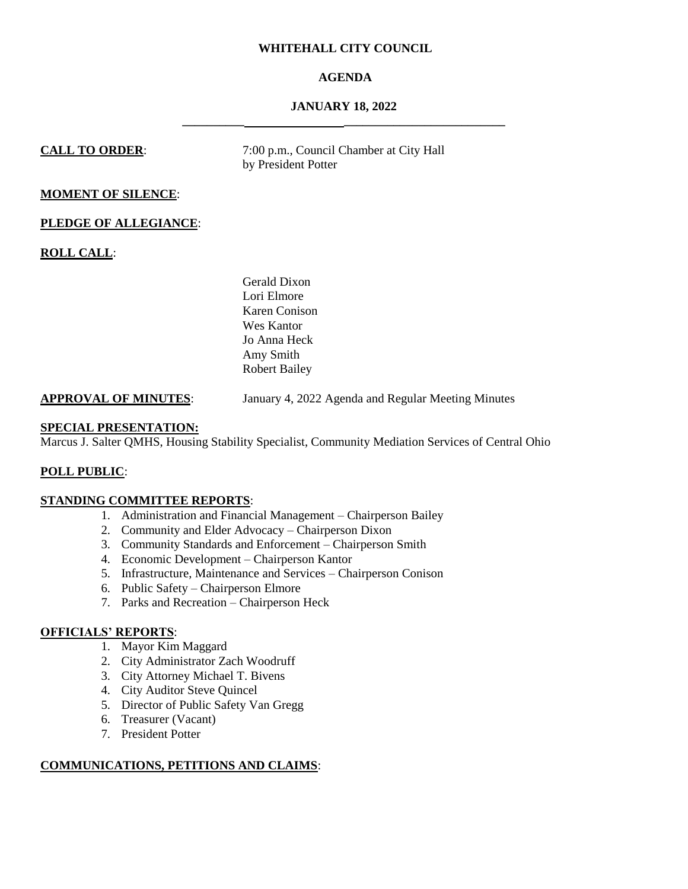**WHITEHALL CITY COUNCIL**

**AGENDA**

**JANUARY 18, 2022**

---

**CALL TO ORDER**: 7:00 p.m., Council Chamber at City Hall by President Potter

**MOMENT OF SILENCE**:

**PLEDGE OF ALLEGIANCE**:

**ROLL CALL**:

Gerald Dixon
Lori Elmore
Karen Conison
Wes Kantor
Jo Anna Heck
Amy Smith
Robert Bailey

**APPROVAL OF MINUTES**: January 4, 2022 Agenda and Regular Meeting Minutes

**SPECIAL PRESENTATION:**
Marcus J. Salter QMHS, Housing Stability Specialist, Community Mediation Services of Central Ohio

**POLL PUBLIC**:

**STANDING COMMITTEE REPORTS**:

1. Administration and Financial Management – Chairperson Bailey
2. Community and Elder Advocacy – Chairperson Dixon
3. Community Standards and Enforcement – Chairperson Smith
4. Economic Development – Chairperson Kantor
5. Infrastructure, Maintenance and Services – Chairperson Conison
6. Public Safety – Chairperson Elmore
7. Parks and Recreation – Chairperson Heck

**OFFICIALS' REPORTS**:

1. Mayor Kim Maggard
2. City Administrator Zach Woodruff
3. City Attorney Michael T. Bivens
4. City Auditor Steve Quincel
5. Director of Public Safety Van Gregg
6. Treasurer (Vacant)
7. President Potter

**COMMUNICATIONS, PETITIONS AND CLAIMS**: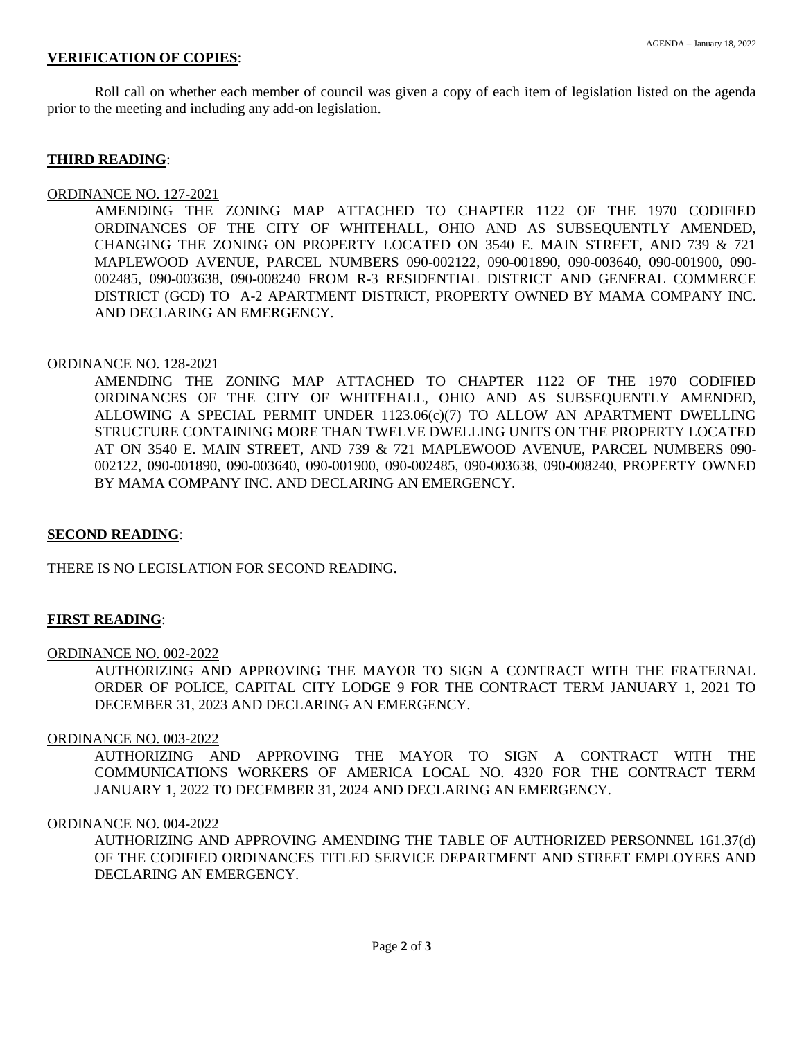**VERIFICATION OF COPIES**:

Roll call on whether each member of council was given a copy of each item of legislation listed on the agenda prior to the meeting and including any add-on legislation.

**THIRD READING**:

ORDINANCE NO. 127-2021

AMENDING THE ZONING MAP ATTACHED TO CHAPTER 1122 OF THE 1970 CODIFIED ORDINANCES OF THE CITY OF WHITEHALL, OHIO AND AS SUBSEQUENTLY AMENDED, CHANGING THE ZONING ON PROPERTY LOCATED ON 3540 E. MAIN STREET, AND 739 & 721 MAPLEWOOD AVENUE, PARCEL NUMBERS 090-002122, 090-001890, 090-003640, 090-001900, 090-002485, 090-003638, 090-008240 FROM R-3 RESIDENTIAL DISTRICT AND GENERAL COMMERCE DISTRICT (GCD) TO A-2 APARTMENT DISTRICT, PROPERTY OWNED BY MAMA COMPANY INC. AND DECLARING AN EMERGENCY.

ORDINANCE NO. 128-2021

AMENDING THE ZONING MAP ATTACHED TO CHAPTER 1122 OF THE 1970 CODIFIED ORDINANCES OF THE CITY OF WHITEHALL, OHIO AND AS SUBSEQUENTLY AMENDED, ALLOWING A SPECIAL PERMIT UNDER 1123.06(c)(7) TO ALLOW AN APARTMENT DWELLING STRUCTURE CONTAINING MORE THAN TWELVE DWELLING UNITS ON THE PROPERTY LOCATED AT ON 3540 E. MAIN STREET, AND 739 & 721 MAPLEWOOD AVENUE, PARCEL NUMBERS 090-002122, 090-001890, 090-003640, 090-001900, 090-002485, 090-003638, 090-008240, PROPERTY OWNED BY MAMA COMPANY INC. AND DECLARING AN EMERGENCY.

**SECOND READING**:

THERE IS NO LEGISLATION FOR SECOND READING.

**FIRST READING**:

ORDINANCE NO. 002-2022

AUTHORIZING AND APPROVING THE MAYOR TO SIGN A CONTRACT WITH THE FRATERNAL ORDER OF POLICE, CAPITAL CITY LODGE 9 FOR THE CONTRACT TERM JANUARY 1, 2021 TO DECEMBER 31, 2023 AND DECLARING AN EMERGENCY.

ORDINANCE NO. 003-2022

AUTHORIZING AND APPROVING THE MAYOR TO SIGN A CONTRACT WITH THE COMMUNICATIONS WORKERS OF AMERICA LOCAL NO. 4320 FOR THE CONTRACT TERM JANUARY 1, 2022 TO DECEMBER 31, 2024 AND DECLARING AN EMERGENCY.

ORDINANCE NO. 004-2022

AUTHORIZING AND APPROVING AMENDING THE TABLE OF AUTHORIZED PERSONNEL 161.37(d) OF THE CODIFIED ORDINANCES TITLED SERVICE DEPARTMENT AND STREET EMPLOYEES AND DECLARING AN EMERGENCY.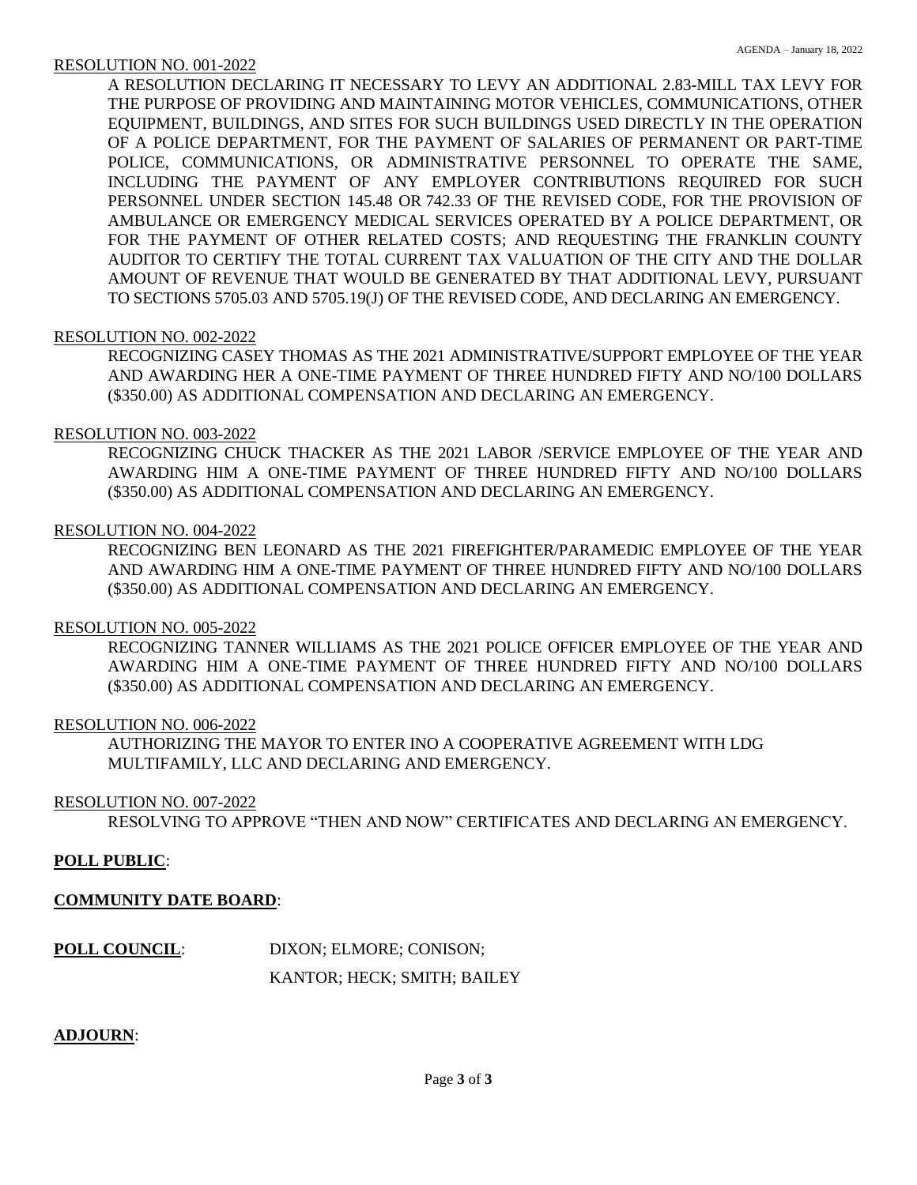RESOLUTION NO. 001-2022

A RESOLUTION DECLARING IT NECESSARY TO LEVY AN ADDITIONAL 2.83-MILL TAX LEVY FOR THE PURPOSE OF PROVIDING AND MAINTAINING MOTOR VEHICLES, COMMUNICATIONS, OTHER EQUIPMENT, BUILDINGS, AND SITES FOR SUCH BUILDINGS USED DIRECTLY IN THE OPERATION OF A POLICE DEPARTMENT, FOR THE PAYMENT OF SALARIES OF PERMANENT OR PART-TIME POLICE, COMMUNICATIONS, OR ADMINISTRATIVE PERSONNEL TO OPERATE THE SAME, INCLUDING THE PAYMENT OF ANY EMPLOYER CONTRIBUTIONS REQUIRED FOR SUCH PERSONNEL UNDER SECTION 145.48 OR 742.33 OF THE REVISED CODE, FOR THE PROVISION OF AMBULANCE OR EMERGENCY MEDICAL SERVICES OPERATED BY A POLICE DEPARTMENT, OR FOR THE PAYMENT OF OTHER RELATED COSTS; AND REQUESTING THE FRANKLIN COUNTY AUDITOR TO CERTIFY THE TOTAL CURRENT TAX VALUATION OF THE CITY AND THE DOLLAR AMOUNT OF REVENUE THAT WOULD BE GENERATED BY THAT ADDITIONAL LEVY, PURSUANT TO SECTIONS 5705.03 AND 5705.19(J) OF THE REVISED CODE, AND DECLARING AN EMERGENCY.

RESOLUTION NO. 002-2022

RECOGNIZING CASEY THOMAS AS THE 2021 ADMINISTRATIVE/SUPPORT EMPLOYEE OF THE YEAR AND AWARDING HER A ONE-TIME PAYMENT OF THREE HUNDRED FIFTY AND NO/100 DOLLARS ($350.00) AS ADDITIONAL COMPENSATION AND DECLARING AN EMERGENCY.

RESOLUTION NO. 003-2022

RECOGNIZING CHUCK THACKER AS THE 2021 LABOR /SERVICE EMPLOYEE OF THE YEAR AND AWARDING HIM A ONE-TIME PAYMENT OF THREE HUNDRED FIFTY AND NO/100 DOLLARS ($350.00) AS ADDITIONAL COMPENSATION AND DECLARING AN EMERGENCY.

RESOLUTION NO. 004-2022

RECOGNIZING BEN LEONARD AS THE 2021 FIREFIGHTER/PARAMEDIC EMPLOYEE OF THE YEAR AND AWARDING HIM A ONE-TIME PAYMENT OF THREE HUNDRED FIFTY AND NO/100 DOLLARS ($350.00) AS ADDITIONAL COMPENSATION AND DECLARING AN EMERGENCY.

RESOLUTION NO. 005-2022

RECOGNIZING TANNER WILLIAMS AS THE 2021 POLICE OFFICER EMPLOYEE OF THE YEAR AND AWARDING HIM A ONE-TIME PAYMENT OF THREE HUNDRED FIFTY AND NO/100 DOLLARS ($350.00) AS ADDITIONAL COMPENSATION AND DECLARING AN EMERGENCY.

RESOLUTION NO. 006-2022

AUTHORIZING THE MAYOR TO ENTER INO A COOPERATIVE AGREEMENT WITH LDG MULTIFAMILY, LLC AND DECLARING AND EMERGENCY.

RESOLUTION NO. 007-2022

RESOLVING TO APPROVE "THEN AND NOW" CERTIFICATES AND DECLARING AN EMERGENCY.

**POLL PUBLIC**:

**COMMUNITY DATE BOARD**:

**POLL COUNCIL**: DIXON; ELMORE; CONISON;
KANTOR; HECK; SMITH; BAILEY

**ADJOURN**: